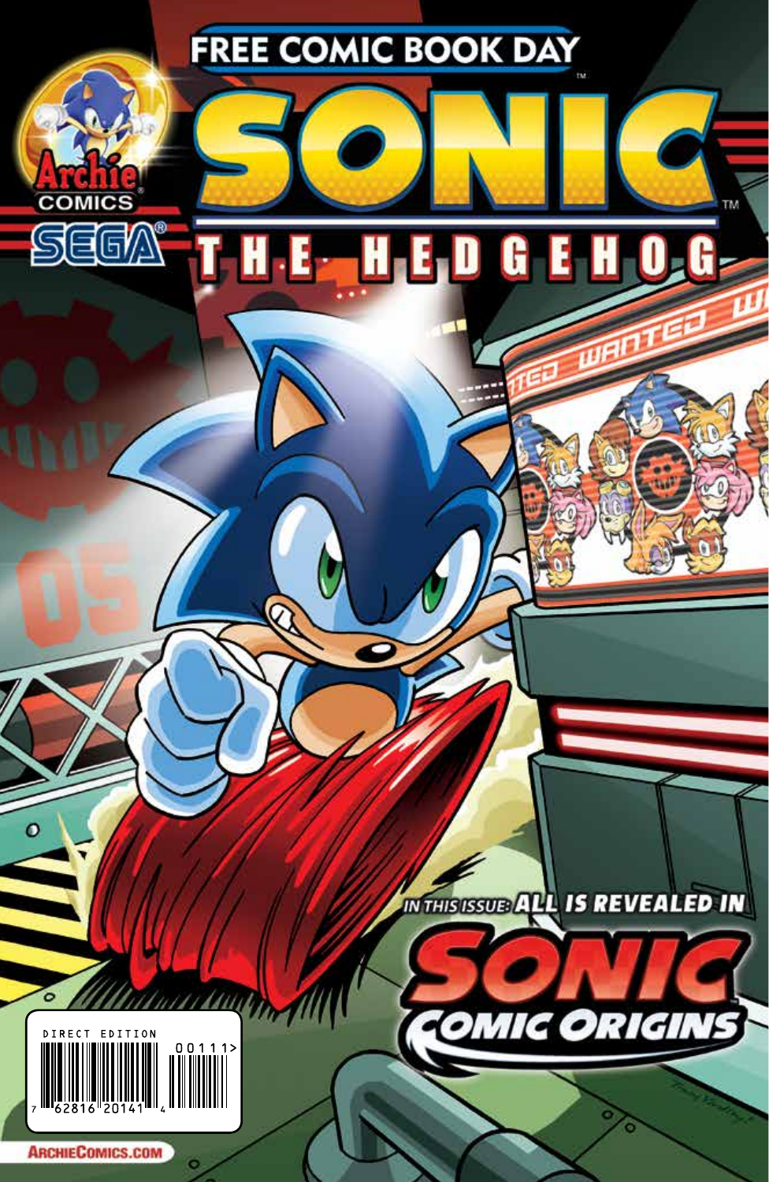FREE COMIC BOOK DAY

# SONIC THE HEDGEHOG

Archie COMICS

SEGA

IN THIS ISSUE: ALL IS REVEALED IN

## SONIC COMIC ORIGINS

DIRECT EDITION

ARCHIECOMICS.COM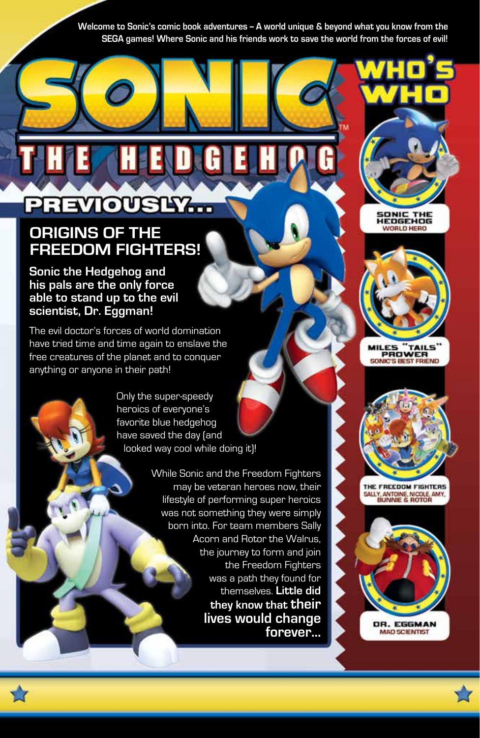Welcome to Sonic's comic book adventures – A world unique & beyond what you know from the SEGA games! Where Sonic and his friends work to save the world from the forces of evil!

# SONIC THE HEDGEHOG

## PREVIOUSLY...

### ORIGINS OF THE FREEDOM FIGHTERS!

**Sonic the Hedgehog and his pals are the only force able to stand up to the evil scientist, Dr. Eggman!**

The evil doctor's forces of world domination have tried time and time again to enslave the free creatures of the planet and to conquer anything or anyone in their path!

Only the super-speedy heroics of everyone's favorite blue hedgehog have saved the day (and looked way cool while doing it)!

While Sonic and the Freedom Fighters may be veteran heroes now, their lifestyle of performing super heroics was not something they were simply born into. For team members Sally Acorn and Rotor the Walrus, the journey to form and join the Freedom Fighters was a path they found for themselves. **Little did they know that their lives would change forever...**

## WHO'S WHO

**SONIC THE HEDGEHOG**
WORLD HERO

**MILES "TAILS" PROWER**
SONIC'S BEST FRIEND

**THE FREEDOM FIGHTERS**
SALLY, ANTOINE, NICOLE, AMY, BUNNIE & ROTOR

**DR. EGGMAN**
MAD SCIENTIST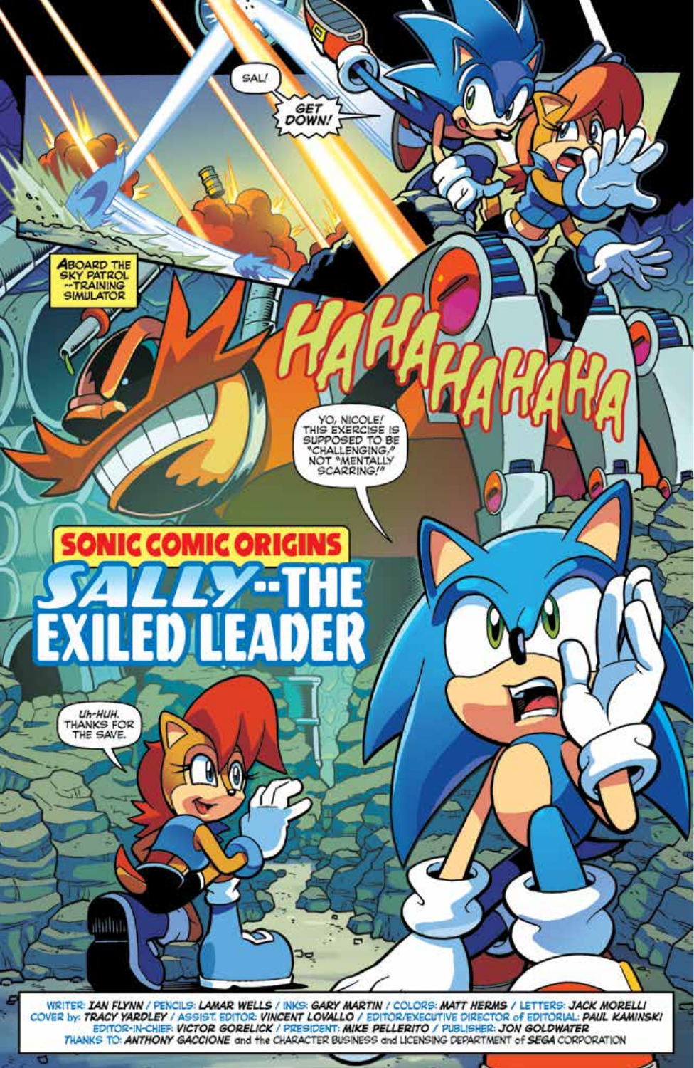SAL!

GET DOWN!

ABOARD THE SKY PATROL --TRAINING SIMULATOR

HAHAHAHAHAHA

YO, NICOLE! THIS EXERCISE IS SUPPOSED TO BE "CHALLENGING," NOT "MENTALLY SCARRING!"

# SONIC COMIC ORIGINS

# SALLY--THE EXILED LEADER

UH-HUH. THANKS FOR THE SAVE.

WRITER: **IAN FLYNN** / PENCILS: **LAMAR WELLS** / INKS: **GARY MARTIN** / COLORS: **MATT HERMS** / LETTERS: **JACK MORELLI**
COVER by: **TRACY YARDLEY** / ASSIST. EDITOR: **VINCENT LOVALLO** / EDITOR/EXECUTIVE DIRECTOR of EDITORIAL: **PAUL KAMINSKI**
EDITOR-IN-CHIEF: **VICTOR GORELICK** / PRESIDENT: **MIKE PELLERITO** / PUBLISHER: **JON GOLDWATER**
THANKS TO: **ANTHONY GACCIONE** and the CHARACTER BUSINESS and LICENSING DEPARTMENT of **SEGA** CORPORATION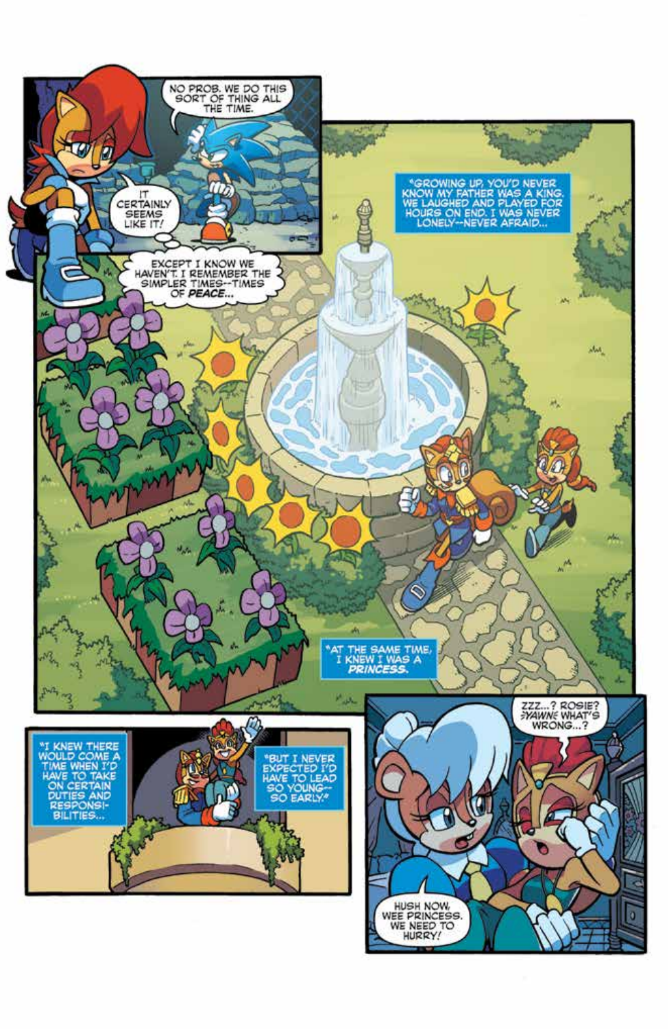NO PROB. WE DO THIS SORT OF THING ALL THE TIME.

IT CERTAINLY SEEMS LIKE IT!

EXCEPT I KNOW WE HAVEN'T. I REMEMBER THE SIMPLER TIMES--TIMES OF ***PEACE***...

"GROWING UP, YOU'D NEVER KNOW MY FATHER WAS A KING. WE LAUGHED AND PLAYED FOR HOURS ON END. I WAS NEVER LONELY--NEVER AFRAID...

"AT THE SAME TIME, I KNEW I WAS A ***PRINCESS.***

"I KNEW THERE WOULD COME A TIME WHEN I'D HAVE TO TAKE ON CERTAIN DUTIES AND RESPONSI-BILITIES...

"BUT I NEVER EXPECTED I'D HAVE TO LEAD SO YOUNG--SO EARLY."

ZZZ...? ROSIE? *YAWN* WHAT'S WRONG...?

HUSH NOW, WEE PRINCESS. WE NEED TO HURRY!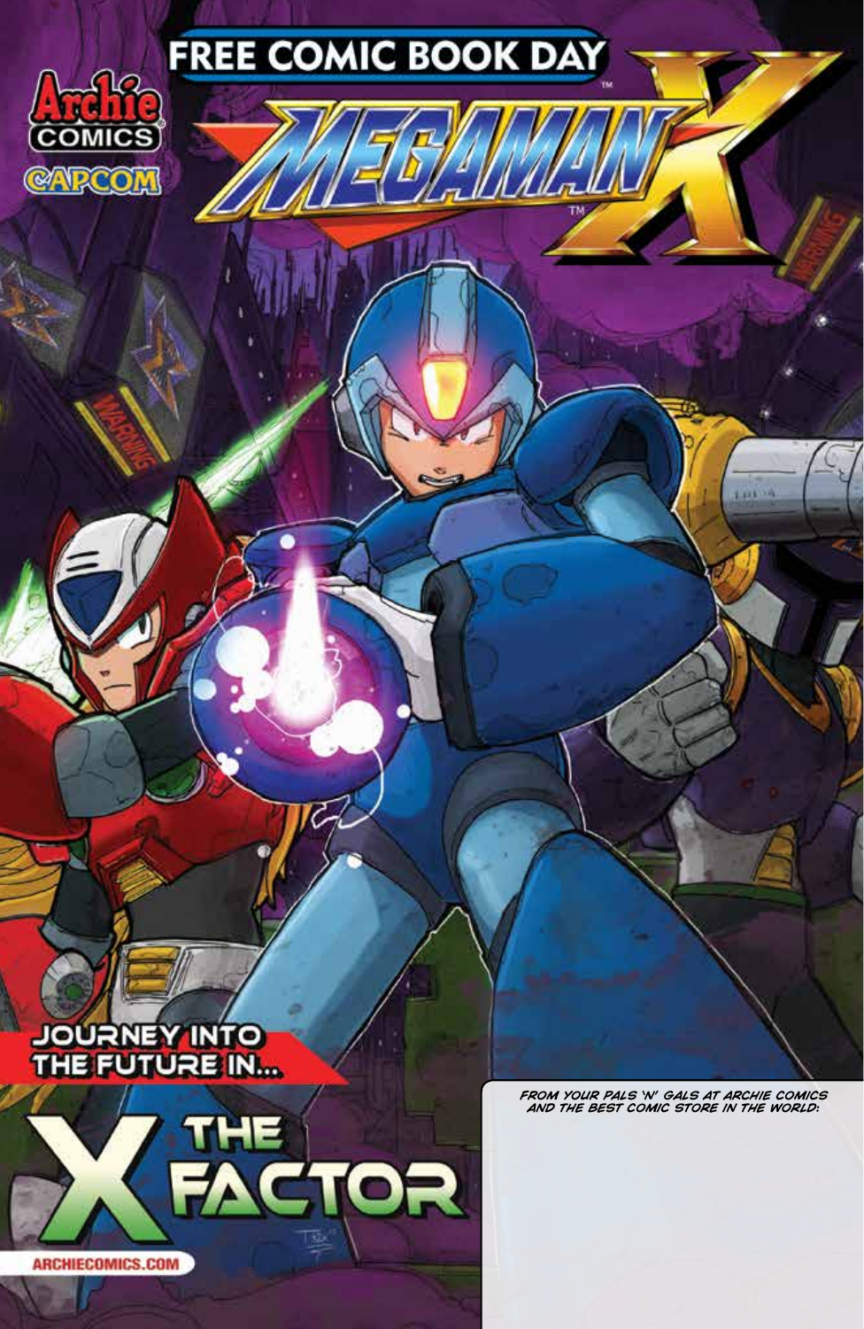FREE COMIC BOOK DAY

Archie COMICS

CAPCOM

# MEGAMAN X

JOURNEY INTO THE FUTURE IN...

## THE X FACTOR

*FROM YOUR PALS 'N' GALS AT ARCHIE COMICS AND THE BEST COMIC STORE IN THE WORLD:*

ARCHIECOMICS.COM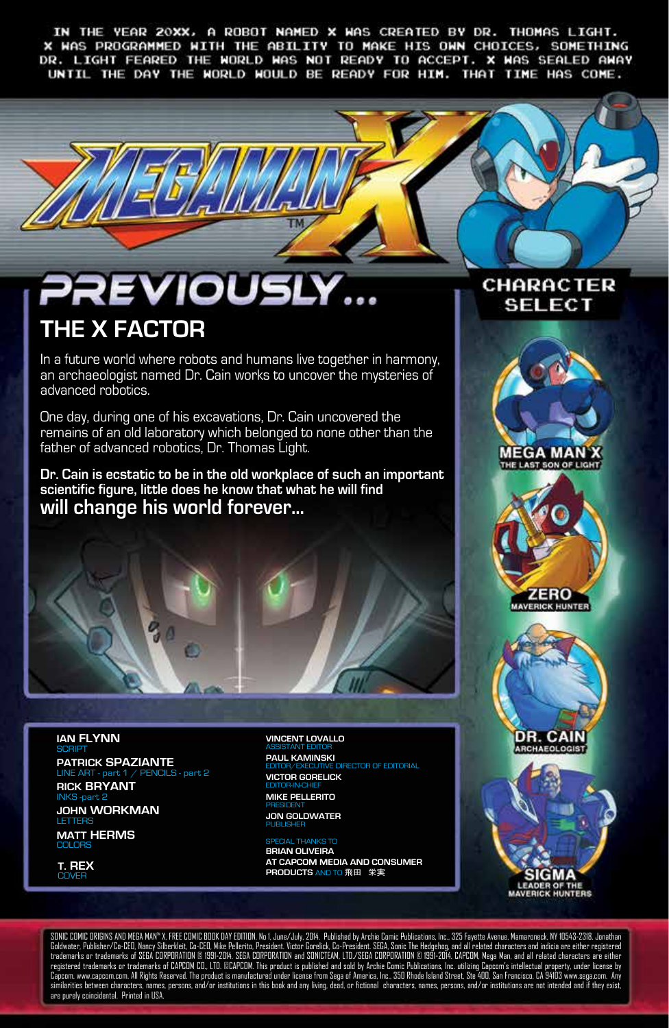IN THE YEAR 20XX, A ROBOT NAMED X WAS CREATED BY DR. THOMAS LIGHT. X WAS PROGRAMMED WITH THE ABILITY TO MAKE HIS OWN CHOICES, SOMETHING DR. LIGHT FEARED THE WORLD WAS NOT READY TO ACCEPT. X WAS SEALED AWAY UNTIL THE DAY THE WORLD WOULD BE READY FOR HIM. THAT TIME HAS COME.

MEGA MAN X™

# PREVIOUSLY...

## THE X FACTOR

In a future world where robots and humans live together in harmony, an archaeologist named Dr. Cain works to uncover the mysteries of advanced robotics.

One day, during one of his excavations, Dr. Cain uncovered the remains of an old laboratory which belonged to none other than the father of advanced robotics, Dr. Thomas Light.

**Dr. Cain is ecstatic to be in the old workplace of such an important scientific figure, little does he know that what he will find will change his world forever...**

## CHARACTER SELECT

**MEGA MAN X**
THE LAST SON OF LIGHT

**ZERO**
MAVERICK HUNTER

**DR. CAIN**
ARCHAEOLOGIST

**SIGMA**
LEADER OF THE MAVERICK HUNTERS

**IAN FLYNN**
SCRIPT

**PATRICK SPAZIANTE**
LINE ART - part 1 / PENCILS - part 2

**RICK BRYANT**
INKS -part 2

**JOHN WORKMAN**
LETTERS

**MATT HERMS**
COLORS

**T. REX**
COVER

**VINCENT LOVALLO**
ASSISTANT EDITOR

**PAUL KAMINSKI**
EDITOR/EXECUTIVE DIRECTOR OF EDITORIAL

**VICTOR GORELICK**
EDITOR-IN-CHIEF

**MIKE PELLERITO**
PRESIDENT

**JON GOLDWATER**
PUBLISHER

SPECIAL THANKS TO
**BRIAN OLIVEIRA AT CAPCOM MEDIA AND CONSUMER PRODUCTS** AND TO **飛田 栄実**

SONIC COMIC ORIGINS AND MEGA MAN® X, FREE COMIC BOOK DAY EDITION, No.1, June/July, 2014. Published by Archie Comic Publications, Inc., 325 Fayette Avenue, Mamaroneck, NY 10543-2318. Jonathan Goldwater, Publisher/Co-CEO, Nancy Silberkleit, Co-CEO, Mike Pellerito, President, Victor Gorelick, Co-President. SEGA, Sonic The Hedgehog, and all related characters and indicia are either registered trademarks or trademarks of SEGA CORPORATION © 1991-2014. SEGA CORPORATION and SONICTEAM, LTD./SEGA CORPORATION © 1991-2014. CAPCOM, Mega Man, and all related characters are either registered trademarks or trademarks of CAPCOM CO., LTD. ©CAPCOM. This product is published and sold by Archie Comic Publications, Inc. utilizing Capcom's intellectual property, under license by Capcom. www.capcom.com. All Rights Reserved. The product is manufactured under license from Sega of America, Inc., 350 Rhode Island Street, Ste 400, San Francisco, CA 94103 www.sega.com. Any similarities between characters, names, persons, and/or institutions in this book and any living, dead, or fictional characters, names, persons, and/or institutions are not intended and if they exist, are purely coincidental. Printed in USA.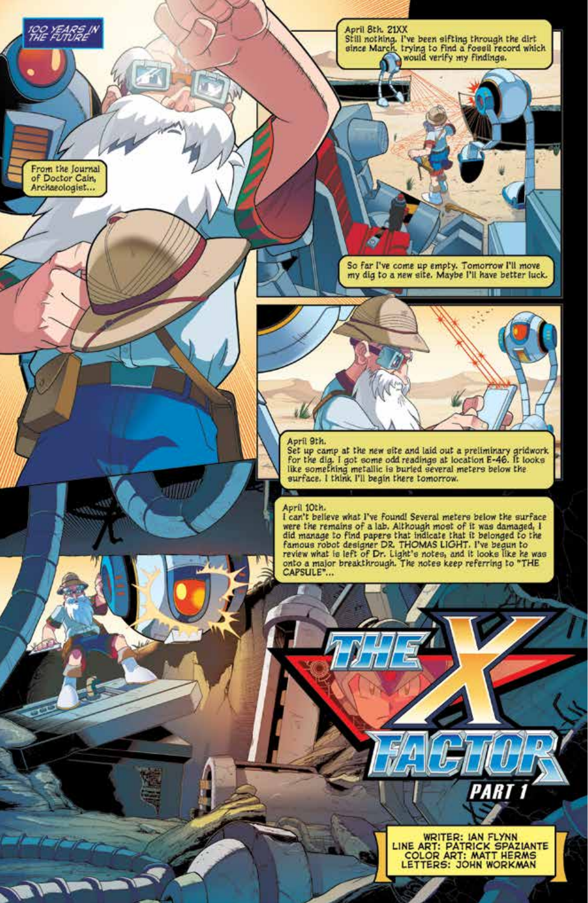100 YEARS IN THE FUTURE

From the Journal of Doctor Cain, Archaeologist...

April 8th. 21XX
Still nothing. I've been sifting through the dirt since March, trying to find a fossil record which would verify my findings.

So far I've come up empty. Tomorrow I'll move my dig to a new site. Maybe I'll have better luck.

April 9th.
Set up camp at the new site and laid out a preliminary gridwork for the dig. I got some odd readings at location E-46. It looks like something metallic is buried several meters below the surface. I think I'll begin there tomorrow.

April 10th.
I can't believe what I've found! Several meters below the surface were the remains of a lab. Although most of it was damaged, I did manage to find papers that indicate that it belonged to the famous robot designer DR. THOMAS LIGHT. I've begun to review what is left of Dr. Light's notes, and it looks like he was onto a major breakthrough. The notes keep referring to "THE CAPSULE"...

# THE X FACTOR

## PART 1

WRITER: IAN FLYNN
LINE ART: PATRICK SPAZIANTE
COLOR ART: MATT HERMS
LETTERS: JOHN WORKMAN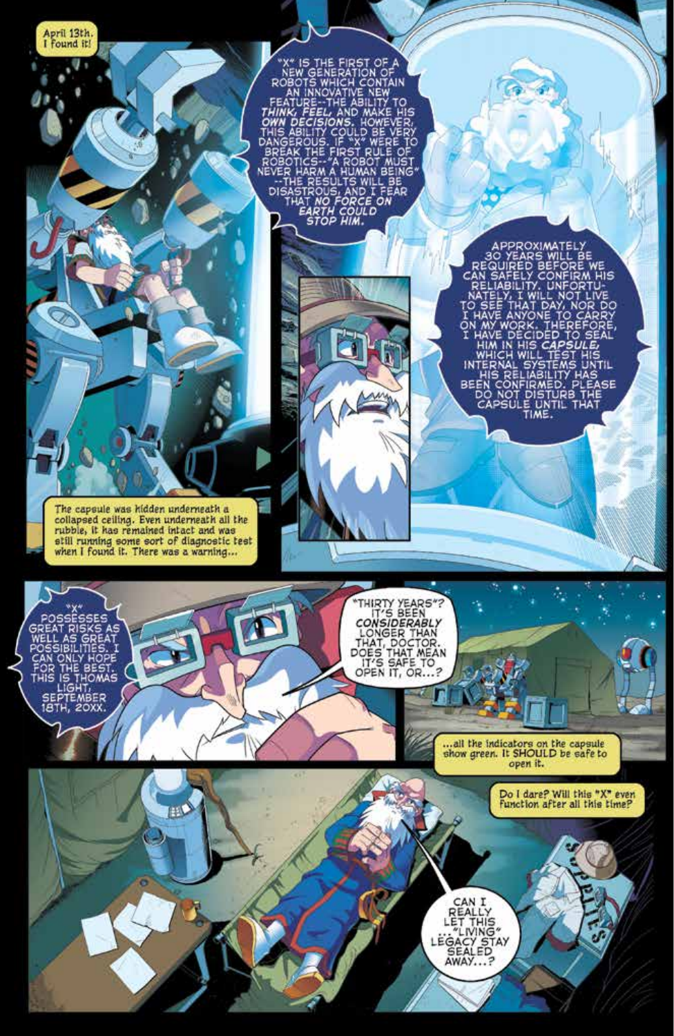April 13th.
I found it!

"X" IS THE FIRST OF A NEW GENERATION OF ROBOTS WHICH CONTAIN AN INNOVATIVE NEW FEATURE--THE ABILITY TO ***THINK, FEEL,*** AND MAKE HIS ***OWN DECISIONS.*** HOWEVER, THIS ABILITY COULD BE VERY DANGEROUS. IF "X" WERE TO BREAK THE FIRST RULE OF ROBOTICS--"A ROBOT MUST NEVER HARM A HUMAN BEING" --THE RESULTS WILL BE DISASTROUS, AND I FEAR THAT ***NO FORCE ON EARTH COULD STOP HIM.***

APPROXIMATELY 30 YEARS WILL BE REQUIRED BEFORE WE CAN SAFELY CONFIRM HIS RELIABILITY. UNFORTUNATELY, I WILL NOT LIVE TO SEE THAT DAY, NOR DO I HAVE ANYONE TO CARRY ON MY WORK. THEREFORE, I HAVE DECIDED TO SEAL HIM IN HIS ***CAPSULE,*** WHICH WILL TEST HIS INTERNAL SYSTEMS UNTIL HIS RELIABILITY HAS BEEN CONFIRMED. PLEASE DO NOT DISTURB THE CAPSULE UNTIL THAT TIME.

The capsule was hidden underneath a collapsed ceiling. Even underneath all the rubble, it has remained intact and was still running some sort of diagnostic test when I found it. There was a warning...

"X" POSSESSES GREAT RISKS AS WELL AS GREAT POSSIBILITIES. I CAN ONLY HOPE FOR THE BEST. THIS IS THOMAS LIGHT, SEPTEMBER 18TH, 20XX.

"THIRTY YEARS"? IT'S BEEN ***CONSIDERABLY*** LONGER THAN THAT, DOCTOR. DOES THAT MEAN IT'S SAFE TO OPEN IT, OR...?

...all the indicators on the capsule show green. It SHOULD be safe to open it.

Do I dare? Will this "X" even function after all this time?

CAN I REALLY LET THIS ..."LIVING" LEGACY STAY SEALED AWAY...?